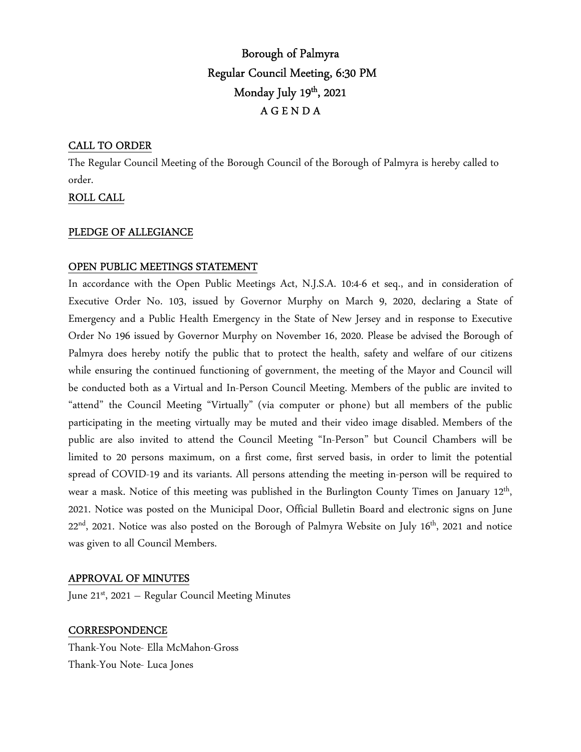# Borough of Palmyra
# Regular Council Meeting, 6:30 PM
# Monday July 19th, 2021
# A G E N D A

## CALL TO ORDER

The Regular Council Meeting of the Borough Council of the Borough of Palmyra is hereby called to order.

## ROLL CALL

## PLEDGE OF ALLEGIANCE

## OPEN PUBLIC MEETINGS STATEMENT

In accordance with the Open Public Meetings Act, N.J.S.A. 10:4-6 et seq., and in consideration of Executive Order No. 103, issued by Governor Murphy on March 9, 2020, declaring a State of Emergency and a Public Health Emergency in the State of New Jersey and in response to Executive Order No 196 issued by Governor Murphy on November 16, 2020. Please be advised the Borough of Palmyra does hereby notify the public that to protect the health, safety and welfare of our citizens while ensuring the continued functioning of government, the meeting of the Mayor and Council will be conducted both as a Virtual and In-Person Council Meeting. Members of the public are invited to "attend" the Council Meeting "Virtually" (via computer or phone) but all members of the public participating in the meeting virtually may be muted and their video image disabled. Members of the public are also invited to attend the Council Meeting "In-Person" but Council Chambers will be limited to 20 persons maximum, on a first come, first served basis, in order to limit the potential spread of COVID-19 and its variants. All persons attending the meeting in-person will be required to wear a mask. Notice of this meeting was published in the Burlington County Times on January 12th, 2021. Notice was posted on the Municipal Door, Official Bulletin Board and electronic signs on June 22nd, 2021. Notice was also posted on the Borough of Palmyra Website on July 16th, 2021 and notice was given to all Council Members.

## APPROVAL OF MINUTES

June 21st, 2021 – Regular Council Meeting Minutes

## CORRESPONDENCE

Thank-You Note- Ella McMahon-Gross

Thank-You Note- Luca Jones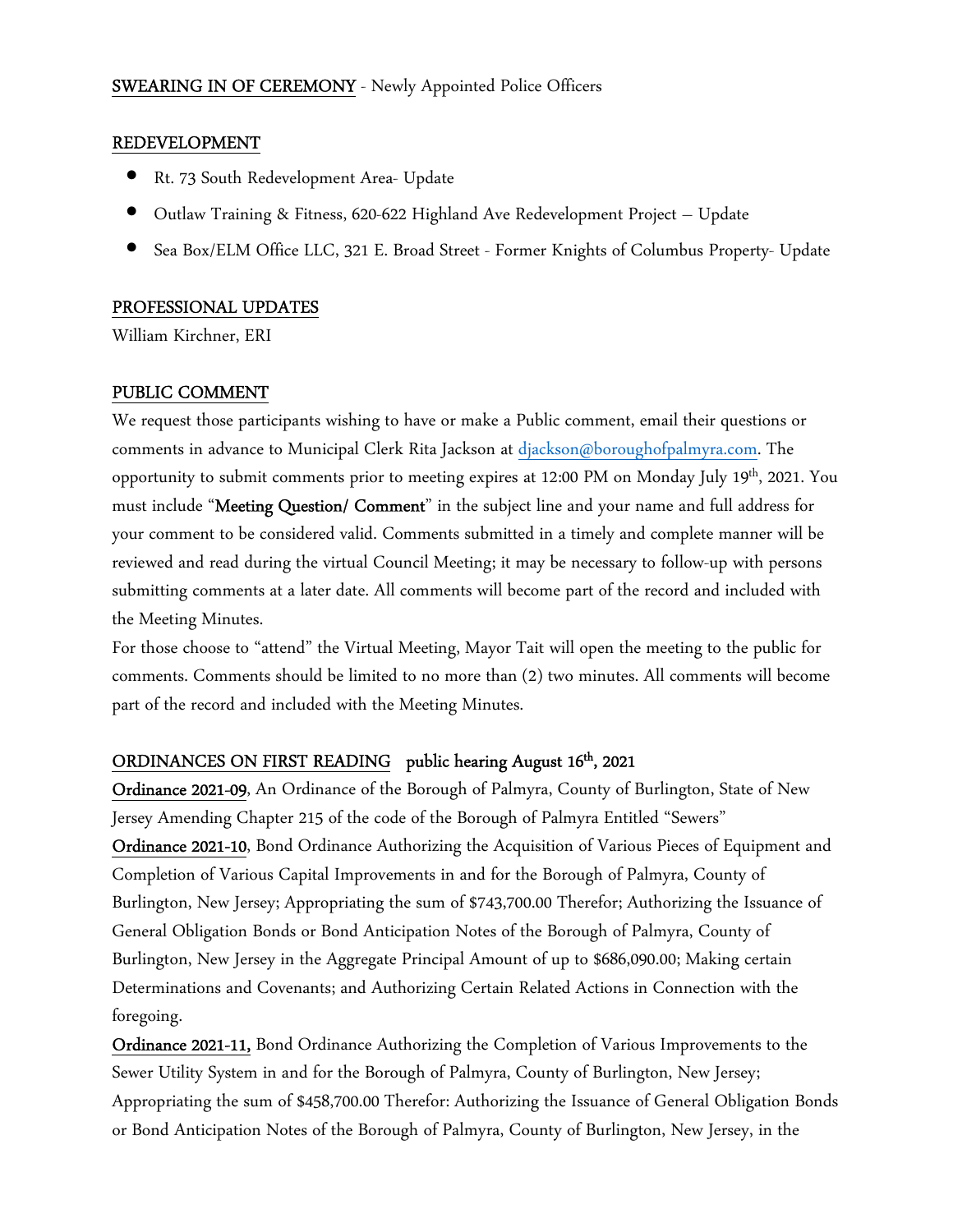**SWEARING IN OF CEREMONY** - Newly Appointed Police Officers

**REDEVELOPMENT**

- Rt. 73 South Redevelopment Area- Update
- Outlaw Training & Fitness, 620-622 Highland Ave Redevelopment Project – Update
- Sea Box/ELM Office LLC, 321 E. Broad Street - Former Knights of Columbus Property- Update

**PROFESSIONAL UPDATES**

William Kirchner, ERI

**PUBLIC COMMENT**

We request those participants wishing to have or make a Public comment, email their questions or comments in advance to Municipal Clerk Rita Jackson at djackson@boroughofpalmyra.com. The opportunity to submit comments prior to meeting expires at 12:00 PM on Monday July 19th, 2021. You must include "**Meeting Question/ Comment**" in the subject line and your name and full address for your comment to be considered valid. Comments submitted in a timely and complete manner will be reviewed and read during the virtual Council Meeting; it may be necessary to follow-up with persons submitting comments at a later date. All comments will become part of the record and included with the Meeting Minutes.

For those choose to "attend" the Virtual Meeting, Mayor Tait will open the meeting to the public for comments. Comments should be limited to no more than (2) two minutes. All comments will become part of the record and included with the Meeting Minutes.

**ORDINANCES ON FIRST READING** **public hearing August 16th, 2021**

**Ordinance 2021-09**, An Ordinance of the Borough of Palmyra, County of Burlington, State of New Jersey Amending Chapter 215 of the code of the Borough of Palmyra Entitled "Sewers"

**Ordinance 2021-10**, Bond Ordinance Authorizing the Acquisition of Various Pieces of Equipment and Completion of Various Capital Improvements in and for the Borough of Palmyra, County of Burlington, New Jersey; Appropriating the sum of $743,700.00 Therefor; Authorizing the Issuance of General Obligation Bonds or Bond Anticipation Notes of the Borough of Palmyra, County of Burlington, New Jersey in the Aggregate Principal Amount of up to $686,090.00; Making certain Determinations and Covenants; and Authorizing Certain Related Actions in Connection with the foregoing.

**Ordinance 2021-11,** Bond Ordinance Authorizing the Completion of Various Improvements to the Sewer Utility System in and for the Borough of Palmyra, County of Burlington, New Jersey; Appropriating the sum of $458,700.00 Therefor: Authorizing the Issuance of General Obligation Bonds or Bond Anticipation Notes of the Borough of Palmyra, County of Burlington, New Jersey, in the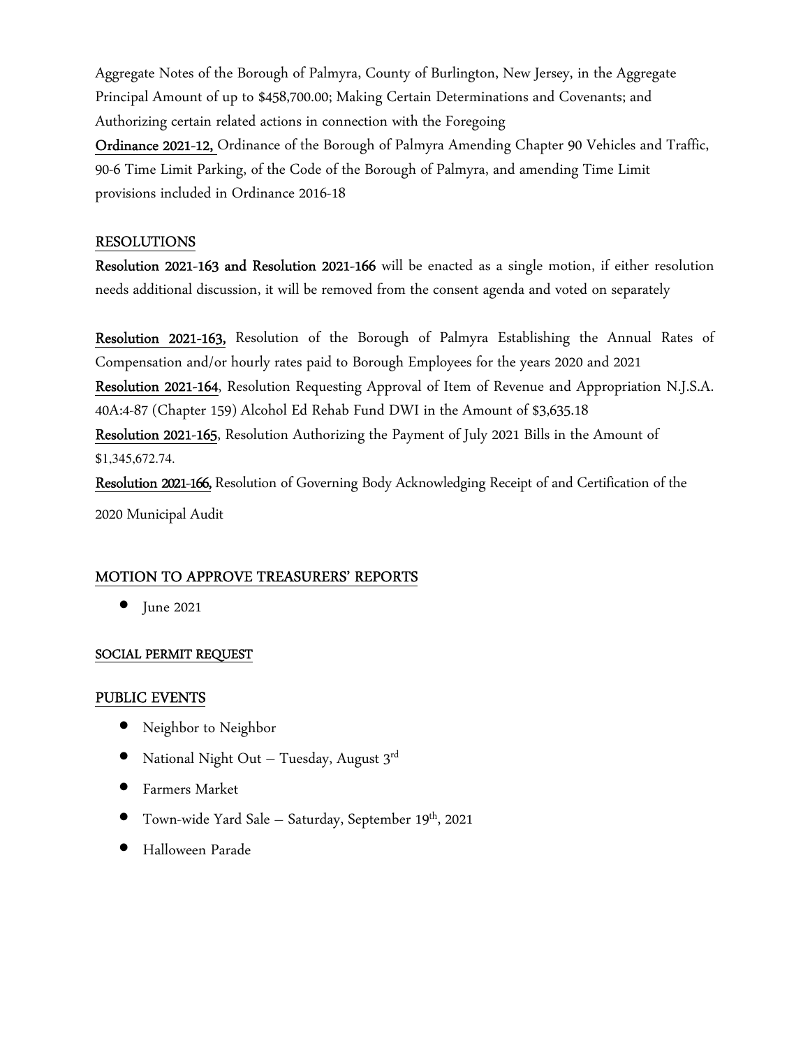Aggregate Notes of the Borough of Palmyra, County of Burlington, New Jersey, in the Aggregate Principal Amount of up to $458,700.00; Making Certain Determinations and Covenants; and Authorizing certain related actions in connection with the Foregoing

**Ordinance 2021-12,** Ordinance of the Borough of Palmyra Amending Chapter 90 Vehicles and Traffic, 90-6 Time Limit Parking, of the Code of the Borough of Palmyra, and amending Time Limit provisions included in Ordinance 2016-18

## RESOLUTIONS

**Resolution 2021-163 and Resolution 2021-166** will be enacted as a single motion, if either resolution needs additional discussion, it will be removed from the consent agenda and voted on separately

**Resolution 2021-163,** Resolution of the Borough of Palmyra Establishing the Annual Rates of Compensation and/or hourly rates paid to Borough Employees for the years 2020 and 2021

**Resolution 2021-164**, Resolution Requesting Approval of Item of Revenue and Appropriation N.J.S.A. 40A:4-87 (Chapter 159) Alcohol Ed Rehab Fund DWI in the Amount of $3,635.18

**Resolution 2021-165**, Resolution Authorizing the Payment of July 2021 Bills in the Amount of $1,345,672.74.

**Resolution 2021-166,** Resolution of Governing Body Acknowledging Receipt of and Certification of the 2020 Municipal Audit

## MOTION TO APPROVE TREASURERS' REPORTS

- June 2021

## SOCIAL PERMIT REQUEST

## PUBLIC EVENTS

- Neighbor to Neighbor
- National Night Out – Tuesday, August 3rd
- Farmers Market
- Town-wide Yard Sale – Saturday, September 19th, 2021
- Halloween Parade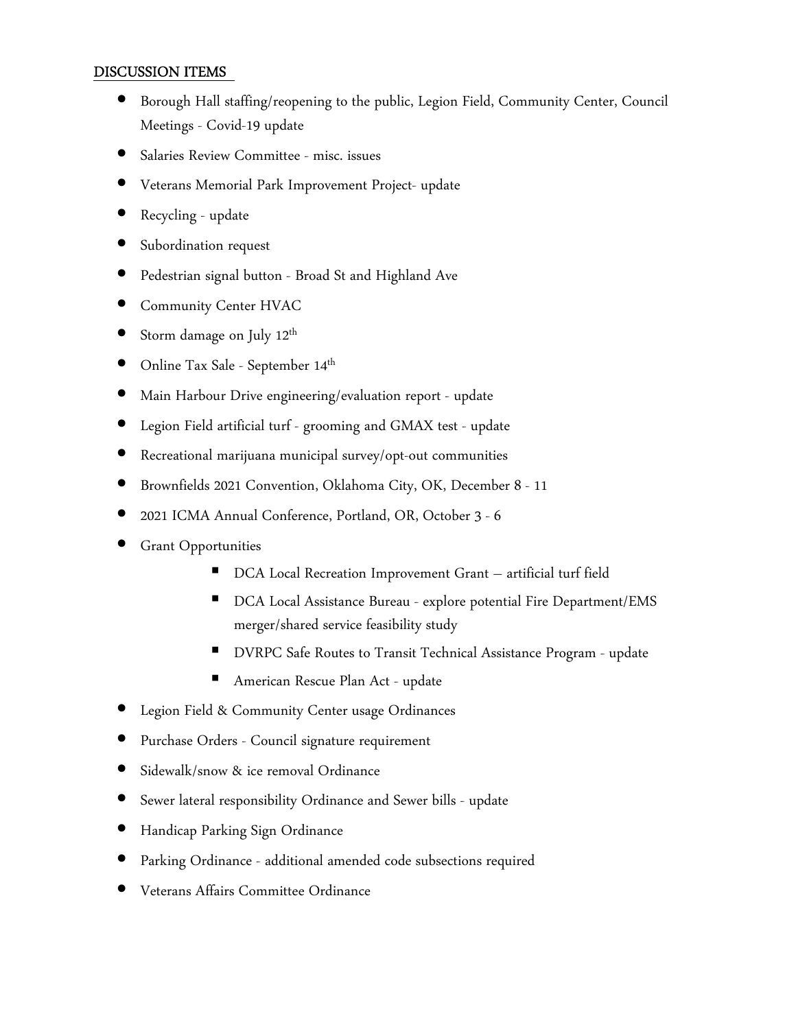DISCUSSION ITEMS

- Borough Hall staffing/reopening to the public, Legion Field, Community Center, Council Meetings - Covid-19 update
- Salaries Review Committee - misc. issues
- Veterans Memorial Park Improvement Project- update
- Recycling - update
- Subordination request
- Pedestrian signal button - Broad St and Highland Ave
- Community Center HVAC
- Storm damage on July 12th
- Online Tax Sale - September 14th
- Main Harbour Drive engineering/evaluation report - update
- Legion Field artificial turf - grooming and GMAX test - update
- Recreational marijuana municipal survey/opt-out communities
- Brownfields 2021 Convention, Oklahoma City, OK, December 8 - 11
- 2021 ICMA Annual Conference, Portland, OR, October 3 - 6
- Grant Opportunities
    - DCA Local Recreation Improvement Grant – artificial turf field
    - DCA Local Assistance Bureau - explore potential Fire Department/EMS merger/shared service feasibility study
    - DVRPC Safe Routes to Transit Technical Assistance Program - update
    - American Rescue Plan Act - update
- Legion Field & Community Center usage Ordinances
- Purchase Orders - Council signature requirement
- Sidewalk/snow & ice removal Ordinance
- Sewer lateral responsibility Ordinance and Sewer bills - update
- Handicap Parking Sign Ordinance
- Parking Ordinance - additional amended code subsections required
- Veterans Affairs Committee Ordinance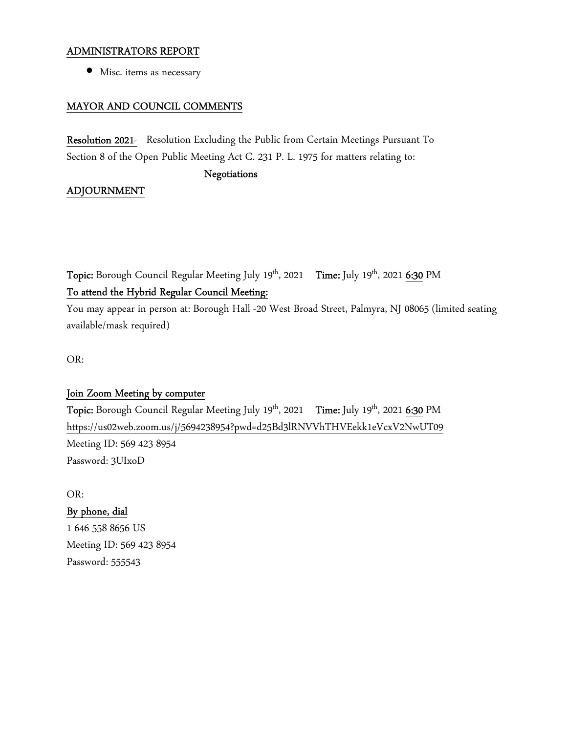ADMINISTRATORS REPORT

- Misc. items as necessary

MAYOR AND COUNCIL COMMENTS

**Resolution 2021-** Resolution Excluding the Public from Certain Meetings Pursuant To Section 8 of the Open Public Meeting Act C. 231 P. L. 1975 for matters relating to:

**Negotiations**

ADJOURNMENT

**Topic:** Borough Council Regular Meeting July 19th, 2021 **Time:** July 19th, 2021 **6:30** PM

**To attend the Hybrid Regular Council Meeting:**

You may appear in person at: Borough Hall -20 West Broad Street, Palmyra, NJ 08065 (limited seating available/mask required)

OR:

**Join Zoom Meeting by computer**

**Topic:** Borough Council Regular Meeting July 19th, 2021 **Time:** July 19th, 2021 **6:30** PM

https://us02web.zoom.us/j/5694238954?pwd=d25Bd3lRNVVhTHVEekk1eVcxV2NwUT09

Meeting ID: 569 423 8954

Password: 3UIxoD

OR:

**By phone, dial**

1 646 558 8656 US

Meeting ID: 569 423 8954

Password: 555543